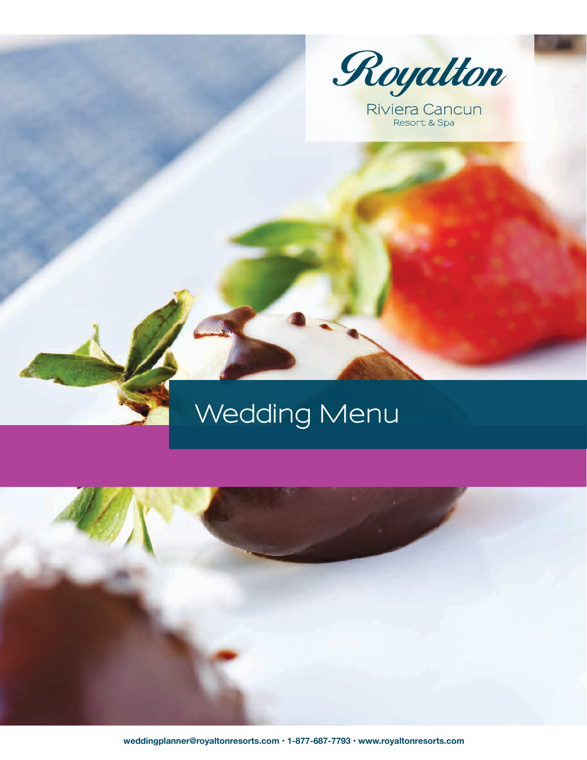Royalton

Riviera Cancun
Resort & Spa

# Wedding Menu

weddingplanner@royaltonresorts.com • 1-877-687-7793 • www.royaltonresorts.com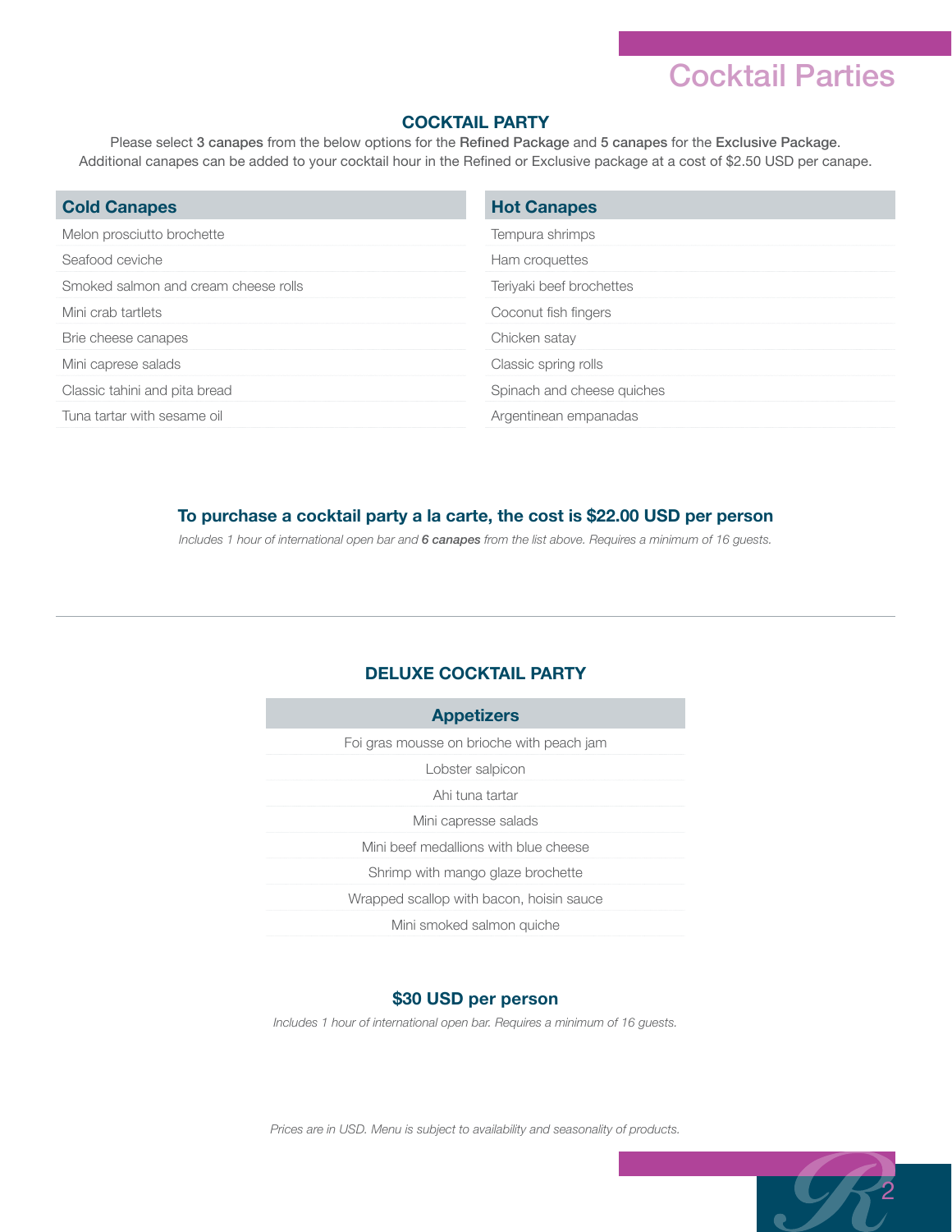# Cocktail Parties

## COCKTAIL PARTY

Please select **3 canapes** from the below options for the **Refined Package** and **5 canapes** for the **Exclusive Package**.
Additional canapes can be added to your cocktail hour in the Refined or Exclusive package at a cost of $2.50 USD per canape.

| Cold Canapes | Hot Canapes |
|---|---|
| Melon prosciutto brochette | Tempura shrimps |
| Seafood ceviche | Ham croquettes |
| Smoked salmon and cream cheese rolls | Teriyaki beef brochettes |
| Mini crab tartlets | Coconut fish fingers |
| Brie cheese canapes | Chicken satay |
| Mini caprese salads | Classic spring rolls |
| Classic tahini and pita bread | Spinach and cheese quiches |
| Tuna tartar with sesame oil | Argentinean empanadas |

**To purchase a cocktail party a la carte, the cost is $22.00 USD per person**

*Includes 1 hour of international open bar and **6 canapes** from the list above. Requires a minimum of 16 guests.*

---

## DELUXE COCKTAIL PARTY

| Appetizers |
|---|
| Foi gras mousse on brioche with peach jam |
| Lobster salpicon |
| Ahi tuna tartar |
| Mini capresse salads |
| Mini beef medallions with blue cheese |
| Shrimp with mango glaze brochette |
| Wrapped scallop with bacon, hoisin sauce |
| Mini smoked salmon quiche |

**$30 USD per person**

*Includes 1 hour of international open bar. Requires a minimum of 16 guests.*

*Prices are in USD. Menu is subject to availability and seasonality of products.*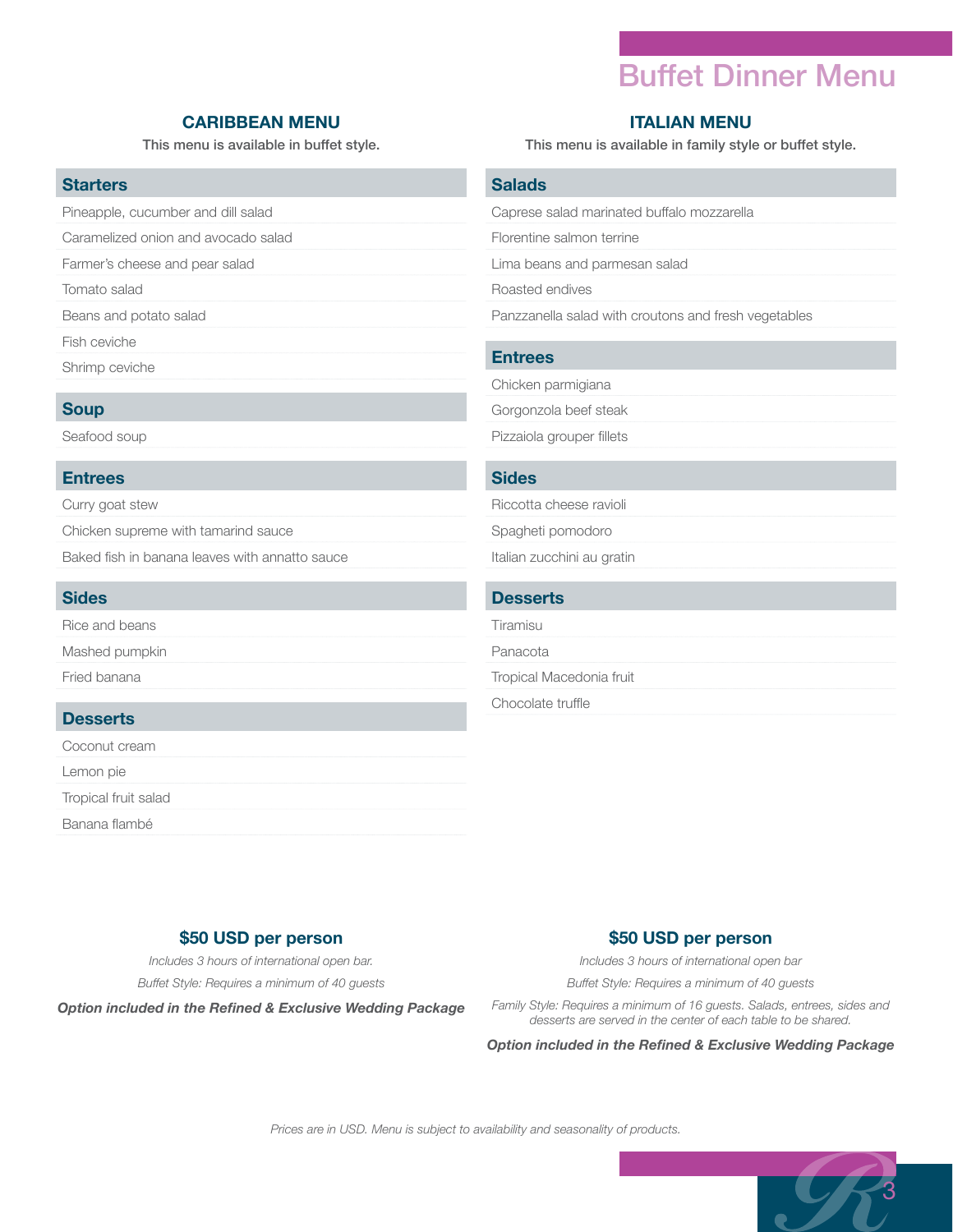# Buffet Dinner Menu

## CARIBBEAN MENU

This menu is available in buffet style.

### Starters

- Pineapple, cucumber and dill salad
- Caramelized onion and avocado salad
- Farmer's cheese and pear salad
- Tomato salad
- Beans and potato salad
- Fish ceviche
- Shrimp ceviche

### Soup

- Seafood soup

### Entrees

- Curry goat stew
- Chicken supreme with tamarind sauce
- Baked fish in banana leaves with annatto sauce

### Sides

- Rice and beans
- Mashed pumpkin
- Fried banana

### Desserts

- Coconut cream
- Lemon pie
- Tropical fruit salad
- Banana flambé

**$50 USD per person**

*Includes 3 hours of international open bar.*

*Buffet Style: Requires a minimum of 40 guests*

***Option included in the Refined & Exclusive Wedding Package***

## ITALIAN MENU

This menu is available in family style or buffet style.

### Salads

- Caprese salad marinated buffalo mozzarella
- Florentine salmon terrine
- Lima beans and parmesan salad
- Roasted endives
- Panzzanella salad with croutons and fresh vegetables

### Entrees

- Chicken parmigiana
- Gorgonzola beef steak
- Pizzaiola grouper fillets

### Sides

- Riccotta cheese ravioli
- Spagheti pomodoro
- Italian zucchini au gratin

### Desserts

- Tiramisu
- Panacota
- Tropical Macedonia fruit
- Chocolate truffle

**$50 USD per person**

*Includes 3 hours of international open bar*

*Buffet Style: Requires a minimum of 40 guests*

*Family Style: Requires a minimum of 16 guests. Salads, entrees, sides and desserts are served in the center of each table to be shared.*

***Option included in the Refined & Exclusive Wedding Package***

*Prices are in USD. Menu is subject to availability and seasonality of products.*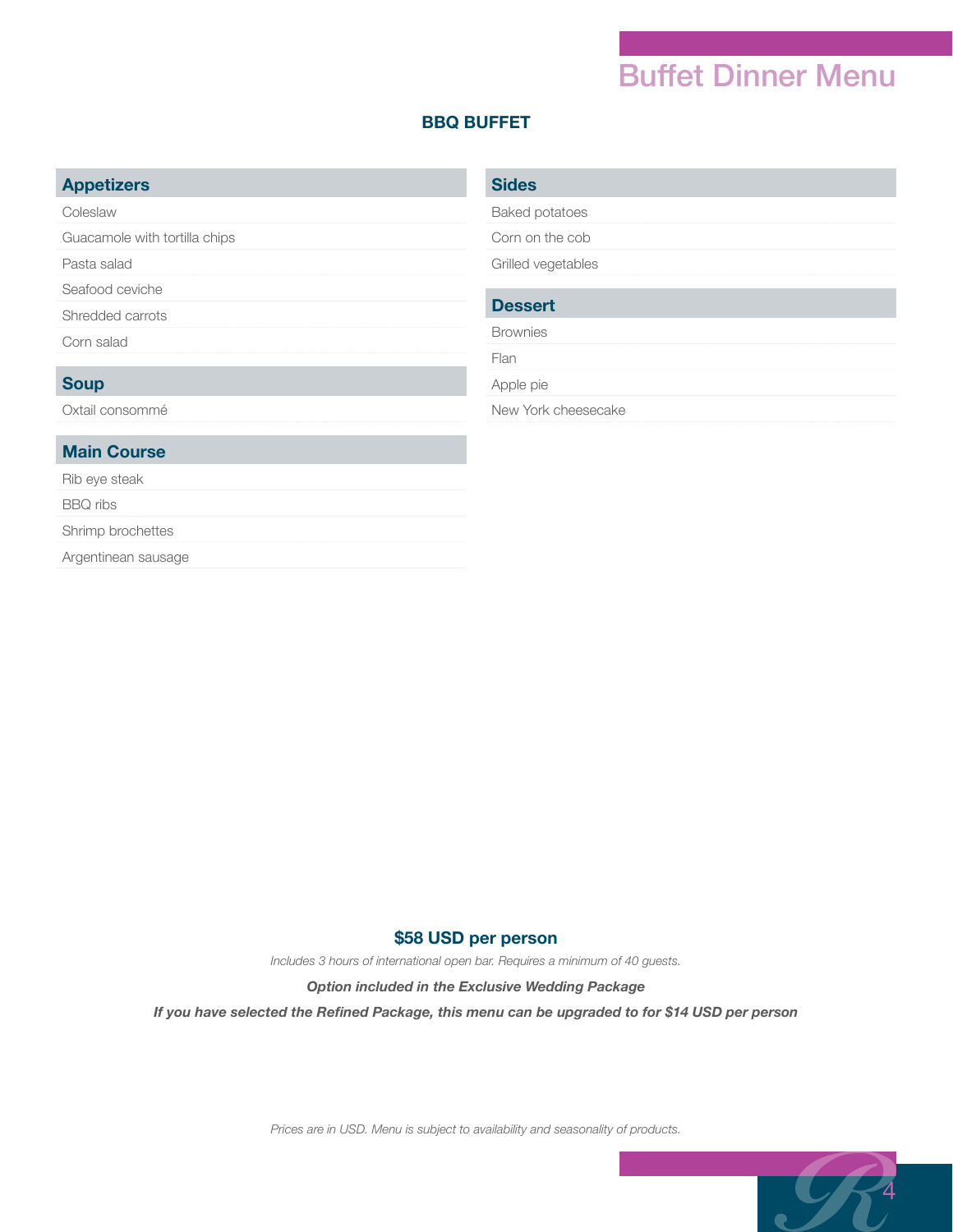# Buffet Dinner Menu

## BBQ BUFFET

### Appetizers

- Coleslaw
- Guacamole with tortilla chips
- Pasta salad
- Seafood ceviche
- Shredded carrots
- Corn salad

### Soup

- Oxtail consommé

### Main Course

- Rib eye steak
- BBQ ribs
- Shrimp brochettes
- Argentinean sausage

### Sides

- Baked potatoes
- Corn on the cob
- Grilled vegetables

### Dessert

- Brownies
- Flan
- Apple pie
- New York cheesecake

**$58 USD per person**

*Includes 3 hours of international open bar. Requires a minimum of 40 guests.*

***Option included in the Exclusive Wedding Package***

***If you have selected the Refined Package, this menu can be upgraded to for $14 USD per person***

*Prices are in USD. Menu is subject to availability and seasonality of products.*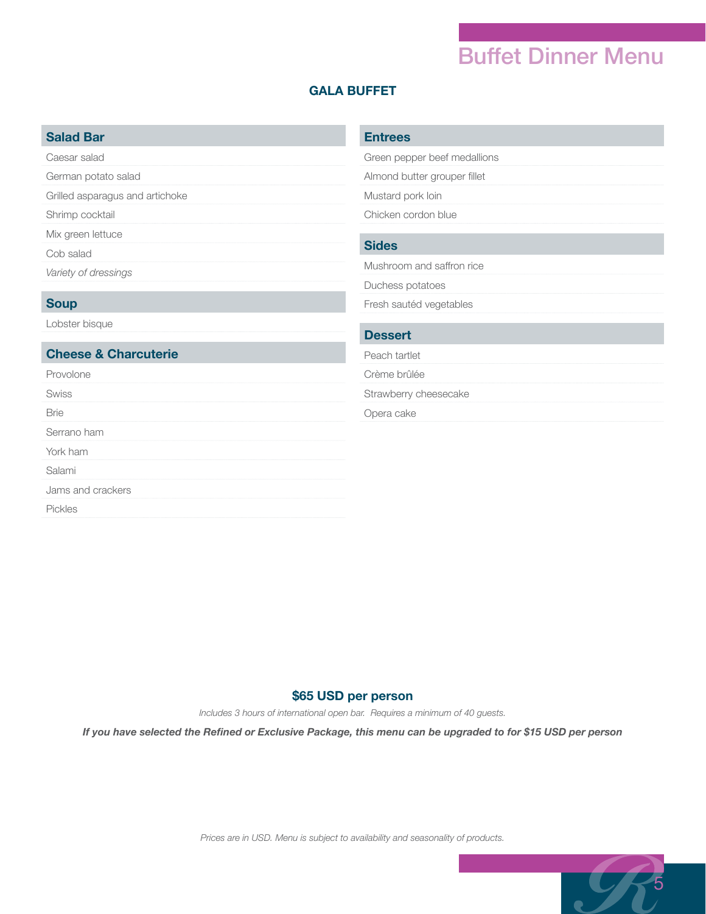# Buffet Dinner Menu

## GALA BUFFET

### Salad Bar

- Caesar salad
- German potato salad
- Grilled asparagus and artichoke
- Shrimp cocktail
- Mix green lettuce
- Cob salad
- *Variety of dressings*

### Soup

- Lobster bisque

### Cheese & Charcuterie

- Provolone
- Swiss
- Brie
- Serrano ham
- York ham
- Salami
- Jams and crackers
- Pickles

### Entrees

- Green pepper beef medallions
- Almond butter grouper fillet
- Mustard pork loin
- Chicken cordon blue

### Sides

- Mushroom and saffron rice
- Duchess potatoes
- Fresh sautéd vegetables

### Dessert

- Peach tartlet
- Crème brûlée
- Strawberry cheesecake
- Opera cake

**$65 USD per person**

*Includes 3 hours of international open bar. Requires a minimum of 40 guests.*

***If you have selected the Refined or Exclusive Package, this menu can be upgraded to for $15 USD per person***

*Prices are in USD. Menu is subject to availability and seasonality of products.*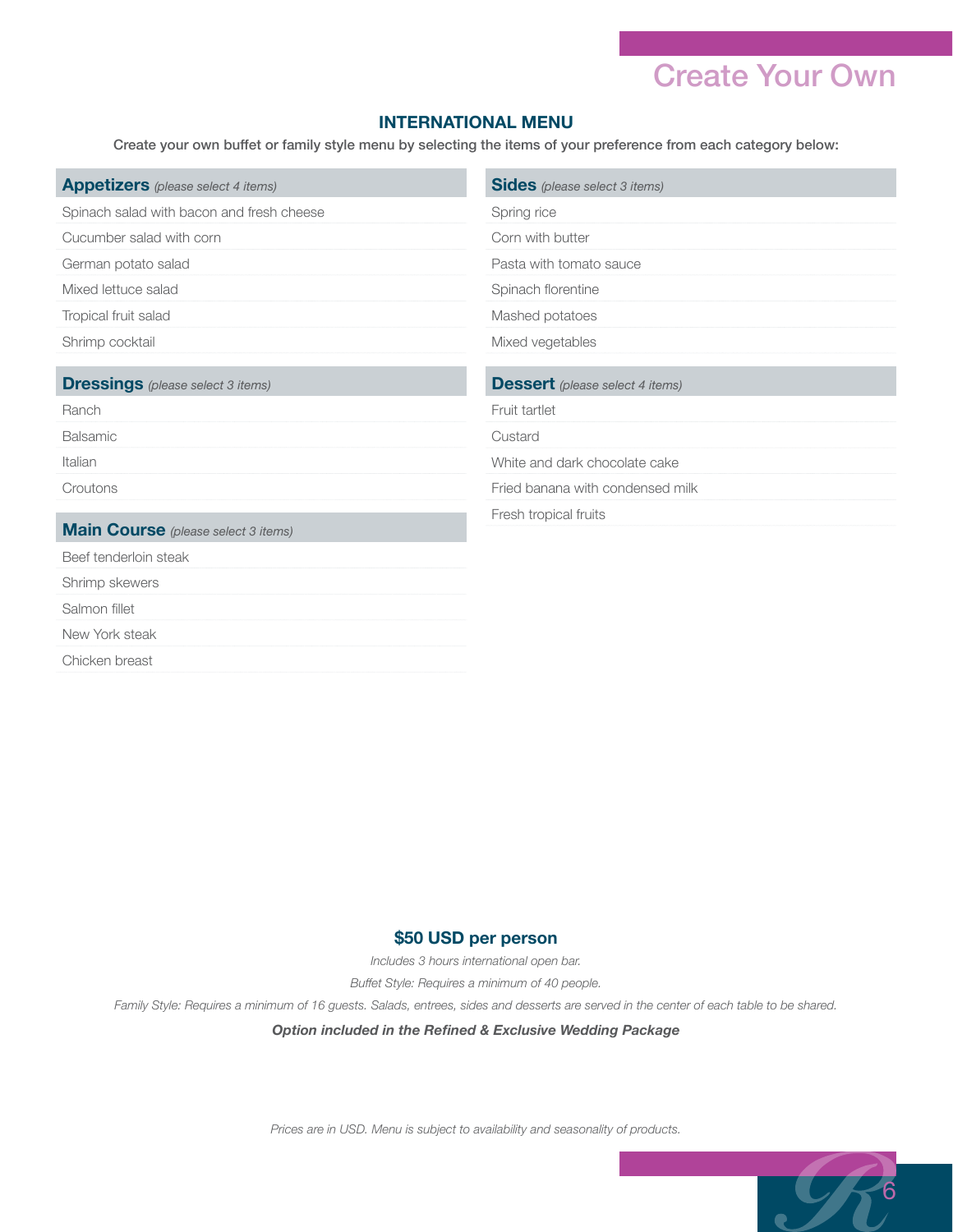# Create Your Own

## INTERNATIONAL MENU

**Create your own buffet or family style menu by selecting the items of your preference from each category below:**

### Appetizers *(please select 4 items)*

- Spinach salad with bacon and fresh cheese
- Cucumber salad with corn
- German potato salad
- Mixed lettuce salad
- Tropical fruit salad
- Shrimp cocktail

### Dressings *(please select 3 items)*

- Ranch
- Balsamic
- Italian
- Croutons

### Main Course *(please select 3 items)*

- Beef tenderloin steak
- Shrimp skewers
- Salmon fillet
- New York steak
- Chicken breast

### Sides *(please select 3 items)*

- Spring rice
- Corn with butter
- Pasta with tomato sauce
- Spinach florentine
- Mashed potatoes
- Mixed vegetables

### Dessert *(please select 4 items)*

- Fruit tartlet
- Custard
- White and dark chocolate cake
- Fried banana with condensed milk
- Fresh tropical fruits

**$50 USD per person**

*Includes 3 hours international open bar.*

*Buffet Style: Requires a minimum of 40 people.*

*Family Style: Requires a minimum of 16 guests. Salads, entrees, sides and desserts are served in the center of each table to be shared.*

***Option included in the Refined & Exclusive Wedding Package***

*Prices are in USD. Menu is subject to availability and seasonality of products.*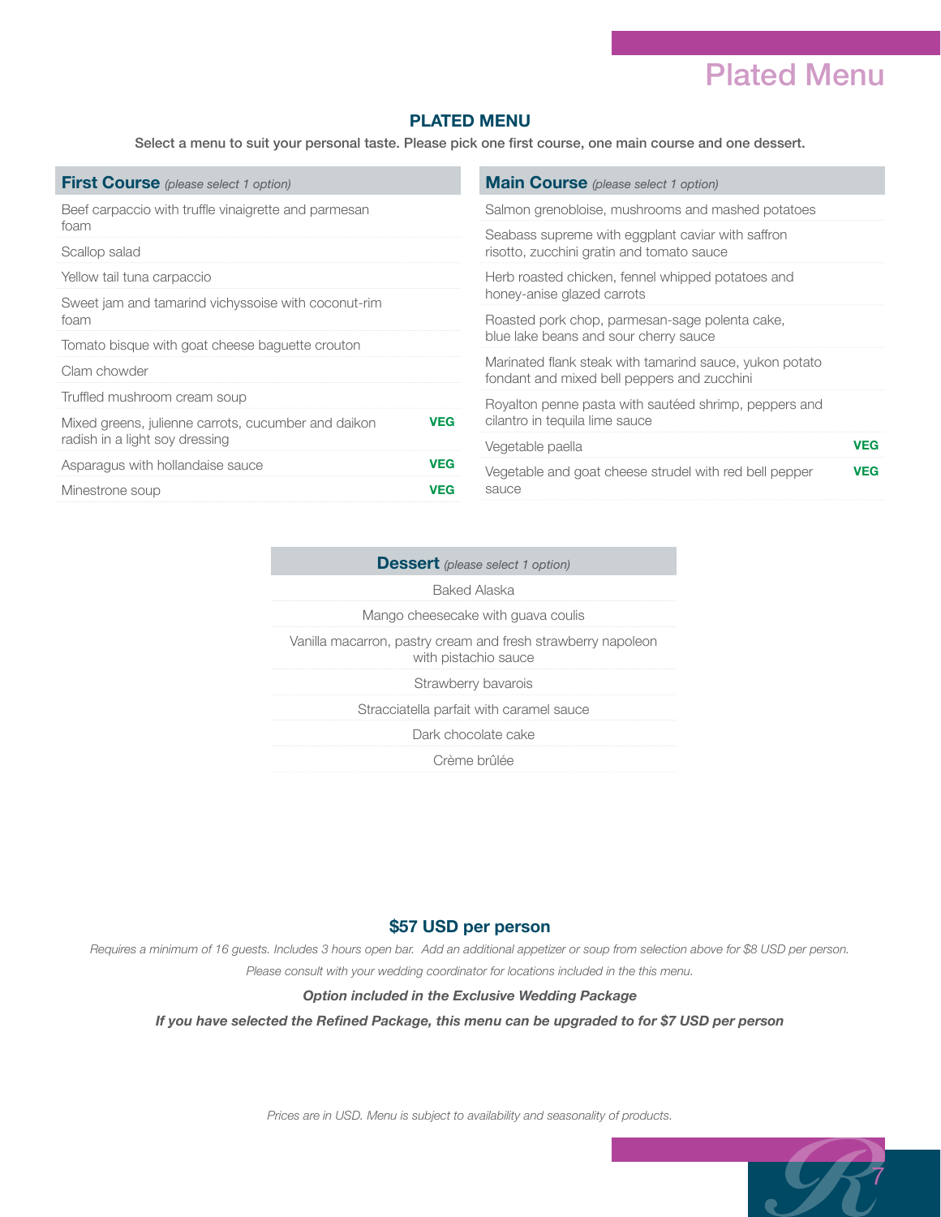# Plated Menu

## PLATED MENU

**Select a menu to suit your personal taste. Please pick one first course, one main course and one dessert.**

| **First Course** *(please select 1 option)* | |
|---|---|
| Beef carpaccio with truffle vinaigrette and parmesan foam | |
| Scallop salad | |
| Yellow tail tuna carpaccio | |
| Sweet jam and tamarind vichyssoise with coconut-rim foam | |
| Tomato bisque with goat cheese baguette crouton | |
| Clam chowder | |
| Truffled mushroom cream soup | |
| Mixed greens, julienne carrots, cucumber and daikon radish in a light soy dressing | **VEG** |
| Asparagus with hollandaise sauce | **VEG** |
| Minestrone soup | **VEG** |

| **Main Course** *(please select 1 option)* | |
|---|---|
| Salmon grenobloise, mushrooms and mashed potatoes | |
| Seabass supreme with eggplant caviar with saffron risotto, zucchini gratin and tomato sauce | |
| Herb roasted chicken, fennel whipped potatoes and honey-anise glazed carrots | |
| Roasted pork chop, parmesan-sage polenta cake, blue lake beans and sour cherry sauce | |
| Marinated flank steak with tamarind sauce, yukon potato fondant and mixed bell peppers and zucchini | |
| Royalton penne pasta with sautéed shrimp, peppers and cilantro in tequila lime sauce | |
| Vegetable paella | **VEG** |
| Vegetable and goat cheese strudel with red bell pepper sauce | **VEG** |

| **Dessert** *(please select 1 option)* |
|---|
| Baked Alaska |
| Mango cheesecake with guava coulis |
| Vanilla macarron, pastry cream and fresh strawberry napoleon with pistachio sauce |
| Strawberry bavarois |
| Stracciatella parfait with caramel sauce |
| Dark chocolate cake |
| Crème brûlée |

### $57 USD per person

*Requires a minimum of 16 guests. Includes 3 hours open bar. Add an additional appetizer or soup from selection above for $8 USD per person.*

*Please consult with your wedding coordinator for locations included in the this menu.*

***Option included in the Exclusive Wedding Package***

***If you have selected the Refined Package, this menu can be upgraded to for $7 USD per person***

*Prices are in USD. Menu is subject to availability and seasonality of products.*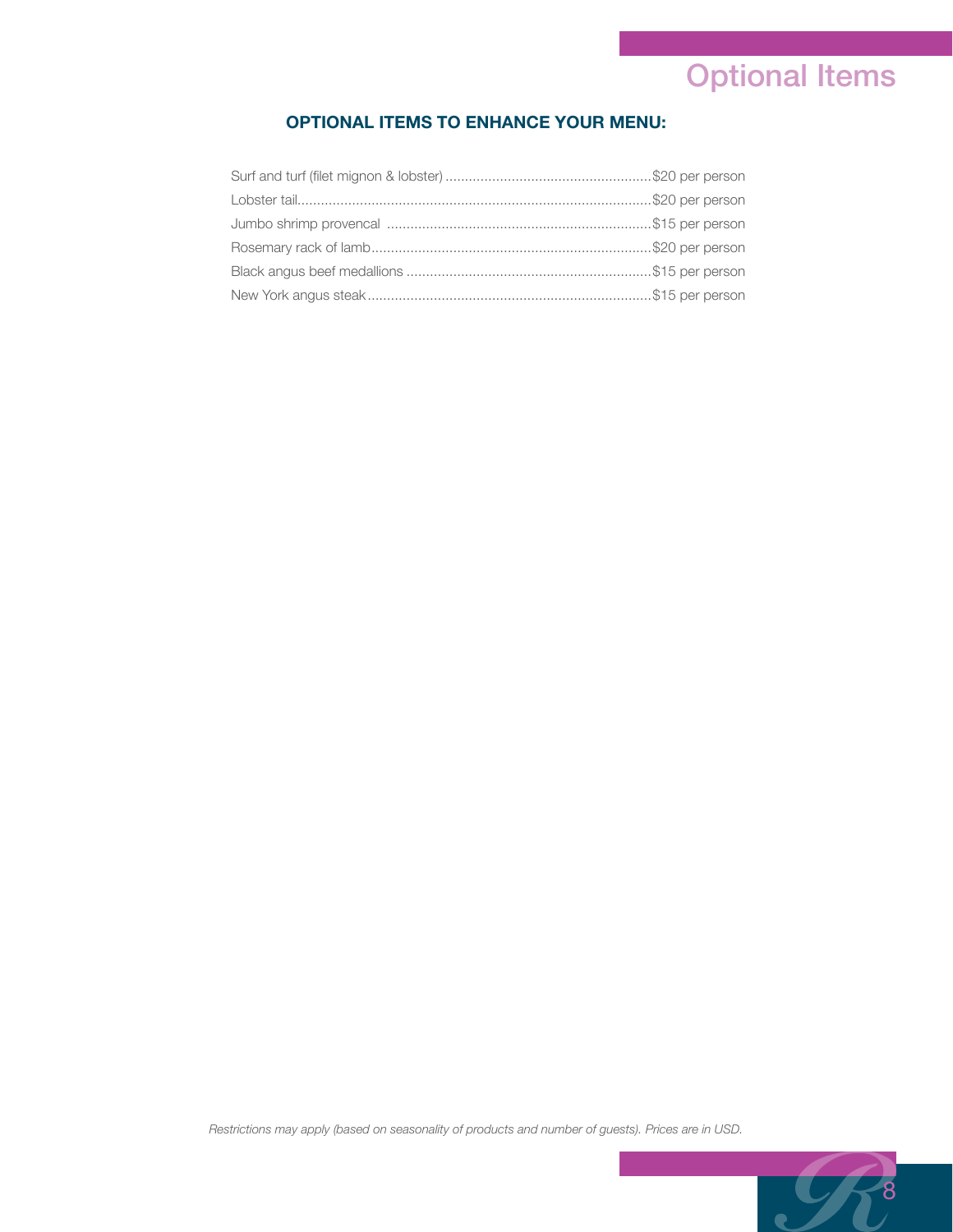# Optional Items

## OPTIONAL ITEMS TO ENHANCE YOUR MENU:

Surf and turf (filet mignon & lobster) ....................................................$20 per person
Lobster tail..........................................................................................$20 per person
Jumbo shrimp provencal ...................................................................$15 per person
Rosemary rack of lamb.......................................................................$20 per person
Black angus beef medallions ..............................................................$15 per person
New York angus steak........................................................................$15 per person

*Restrictions may apply (based on seasonality of products and number of guests). Prices are in USD.*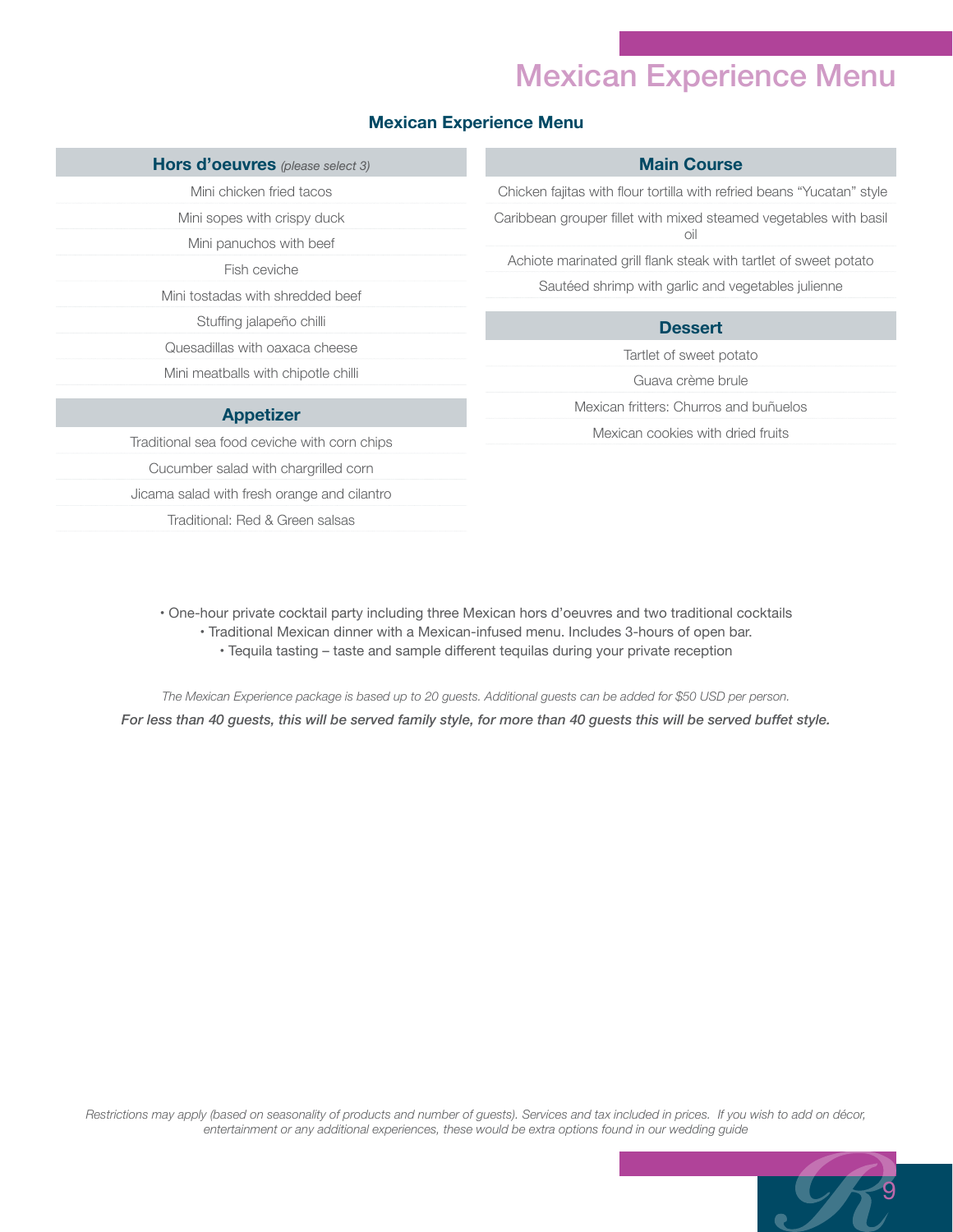# Mexican Experience Menu

## Mexican Experience Menu

### Hors d'oeuvres *(please select 3)*

Mini chicken fried tacos

Mini sopes with crispy duck

Mini panuchos with beef

Fish ceviche

Mini tostadas with shredded beef

Stuffing jalapeño chilli

Quesadillas with oaxaca cheese

Mini meatballs with chipotle chilli

### Appetizer

Traditional sea food ceviche with corn chips

Cucumber salad with chargrilled corn

Jicama salad with fresh orange and cilantro

Traditional: Red & Green salsas

### Main Course

Chicken fajitas with flour tortilla with refried beans "Yucatan" style

Caribbean grouper fillet with mixed steamed vegetables with basil oil

Achiote marinated grill flank steak with tartlet of sweet potato

Sautéed shrimp with garlic and vegetables julienne

### Dessert

Tartlet of sweet potato

Guava crème brule

Mexican fritters: Churros and buñuelos

Mexican cookies with dried fruits

- One-hour private cocktail party including three Mexican hors d'oeuvres and two traditional cocktails
- Traditional Mexican dinner with a Mexican-infused menu. Includes 3-hours of open bar.
- Tequila tasting – taste and sample different tequilas during your private reception

*The Mexican Experience package is based up to 20 guests. Additional guests can be added for $50 USD per person.*

***For less than 40 guests, this will be served family style, for more than 40 guests this will be served buffet style.***

*Restrictions may apply (based on seasonality of products and number of guests). Services and tax included in prices. If you wish to add on décor, entertainment or any additional experiences, these would be extra options found in our wedding guide*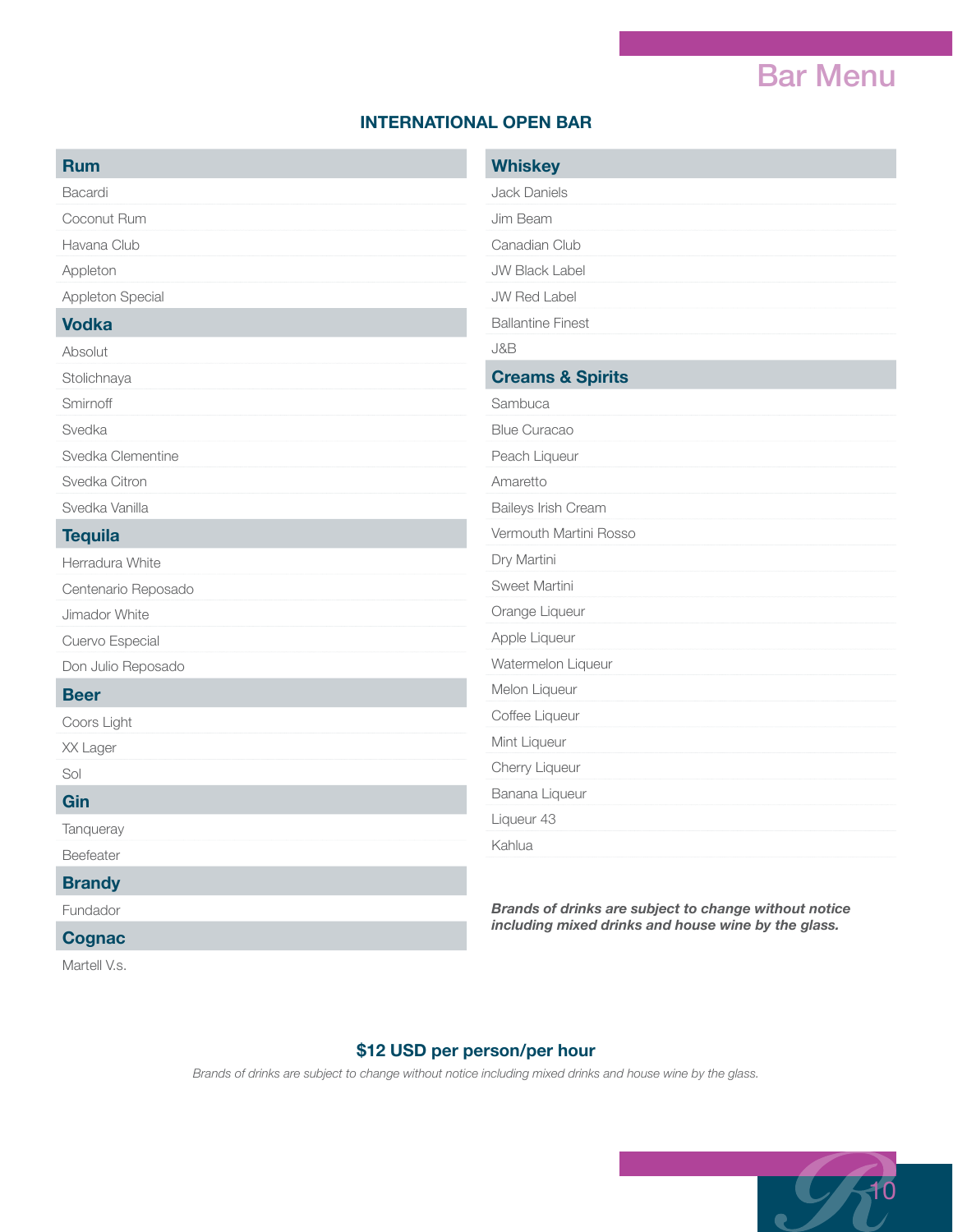# Bar Menu

## INTERNATIONAL OPEN BAR

### Rum

- Bacardi
- Coconut Rum
- Havana Club
- Appleton
- Appleton Special

### Vodka

- Absolut
- Stolichnaya
- Smirnoff
- Svedka
- Svedka Clementine
- Svedka Citron
- Svedka Vanilla

### Tequila

- Herradura White
- Centenario Reposado
- Jimador White
- Cuervo Especial
- Don Julio Reposado

### Beer

- Coors Light
- XX Lager
- Sol

### Gin

- Tanqueray
- Beefeater

### Brandy

- Fundador

### Cognac

- Martell V.s.

### Whiskey

- Jack Daniels
- Jim Beam
- Canadian Club
- JW Black Label
- JW Red Label
- Ballantine Finest
- J&B

### Creams & Spirits

- Sambuca
- Blue Curacao
- Peach Liqueur
- Amaretto
- Baileys Irish Cream
- Vermouth Martini Rosso
- Dry Martini
- Sweet Martini
- Orange Liqueur
- Apple Liqueur
- Watermelon Liqueur
- Melon Liqueur
- Coffee Liqueur
- Mint Liqueur
- Cherry Liqueur
- Banana Liqueur
- Liqueur 43
- Kahlua

***Brands of drinks are subject to change without notice including mixed drinks and house wine by the glass.***

**$12 USD per person/per hour**

*Brands of drinks are subject to change without notice including mixed drinks and house wine by the glass.*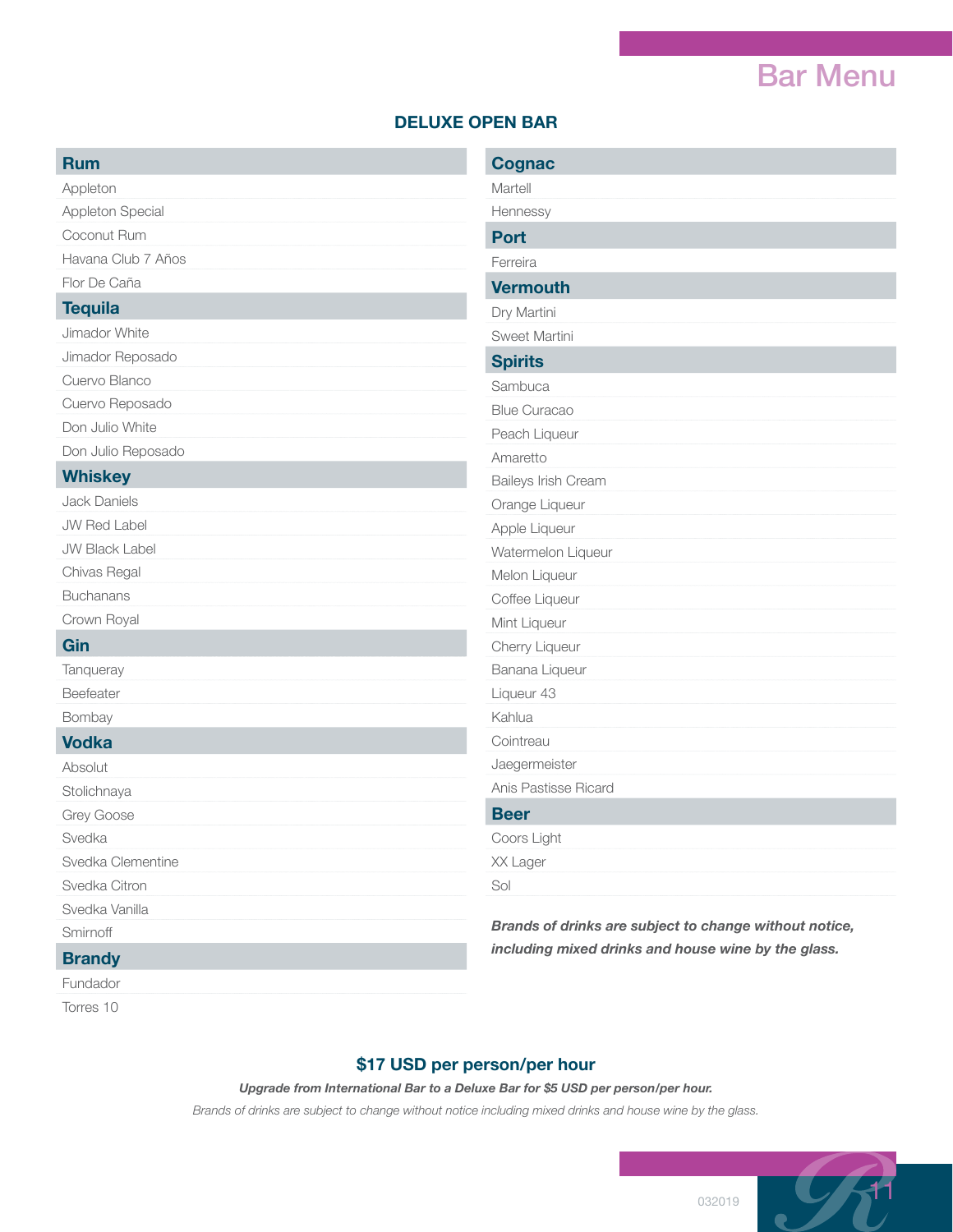# Bar Menu

## DELUXE OPEN BAR

### Rum
- Appleton
- Appleton Special
- Coconut Rum
- Havana Club 7 Años
- Flor De Caña

### Tequila
- Jimador White
- Jimador Reposado
- Cuervo Blanco
- Cuervo Reposado
- Don Julio White
- Don Julio Reposado

### Whiskey
- Jack Daniels
- JW Red Label
- JW Black Label
- Chivas Regal
- Buchanans
- Crown Royal

### Gin
- Tanqueray
- Beefeater
- Bombay

### Vodka
- Absolut
- Stolichnaya
- Grey Goose
- Svedka
- Svedka Clementine
- Svedka Citron
- Svedka Vanilla
- Smirnoff

### Brandy
- Fundador
- Torres 10

### Cognac
- Martell
- Hennessy

### Port
- Ferreira

### Vermouth
- Dry Martini
- Sweet Martini

### Spirits
- Sambuca
- Blue Curacao
- Peach Liqueur
- Amaretto
- Baileys Irish Cream
- Orange Liqueur
- Apple Liqueur
- Watermelon Liqueur
- Melon Liqueur
- Coffee Liqueur
- Mint Liqueur
- Cherry Liqueur
- Banana Liqueur
- Liqueur 43
- Kahlua
- Cointreau
- Jaegermeister
- Anis Pastisse Ricard

### Beer
- Coors Light
- XX Lager
- Sol

***Brands of drinks are subject to change without notice, including mixed drinks and house wine by the glass.***

**$17 USD per person/per hour**

***Upgrade from International Bar to a Deluxe Bar for $5 USD per person/per hour.***

*Brands of drinks are subject to change without notice including mixed drinks and house wine by the glass.*

032019